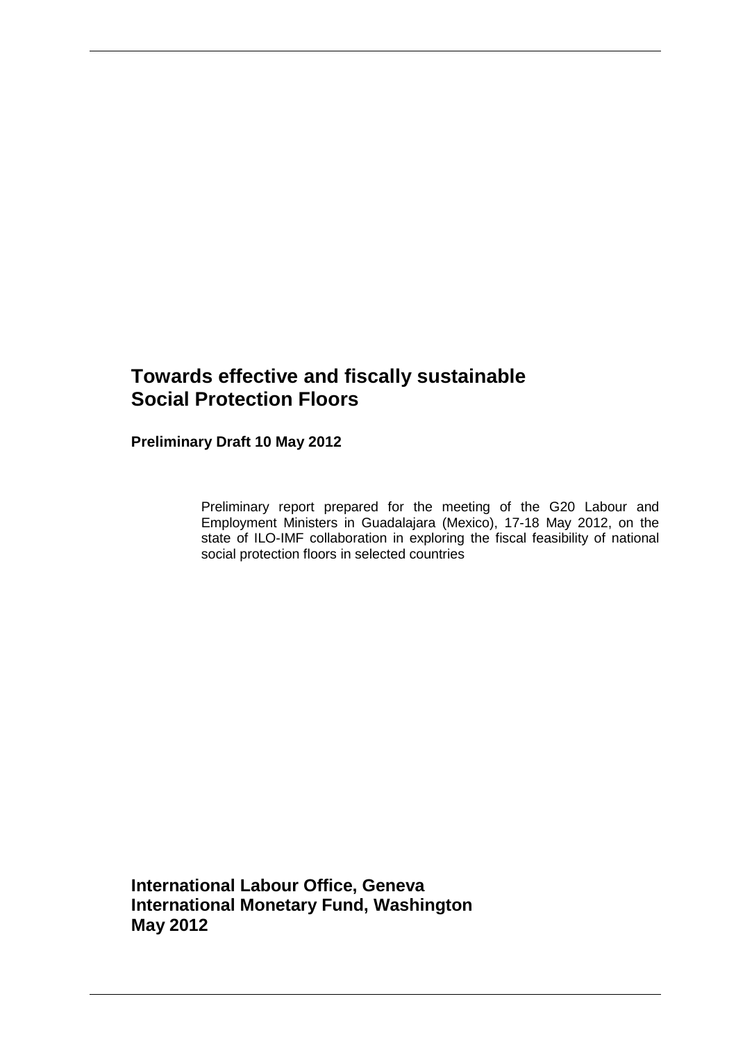# Towards effective and fiscally sustainable Social Protection Floors

**Preliminary Draft 10 May 2012**

Preliminary report prepared for the meeting of the G20 Labour and Employment Ministers in Guadalajara (Mexico), 17-18 May 2012, on the state of ILO-IMF collaboration in exploring the fiscal feasibility of national social protection floors in selected countries

**International Labour Office, Geneva**
**International Monetary Fund, Washington**
**May 2012**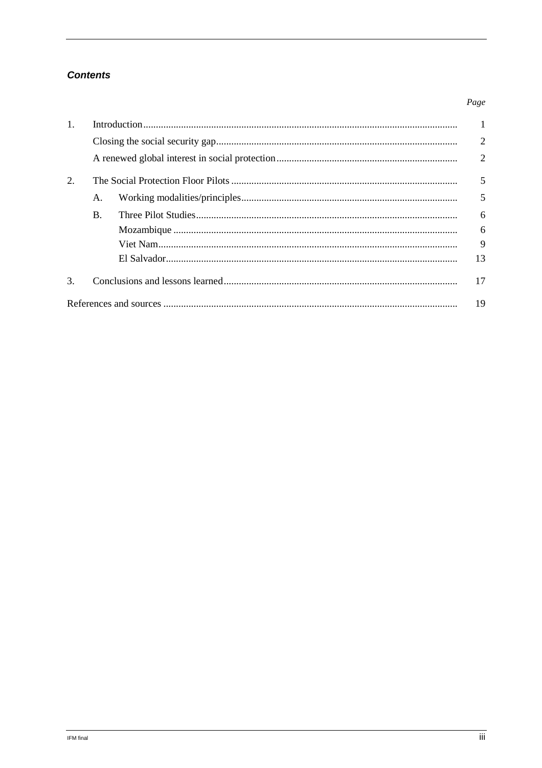***Contents***

| | | | Page |
|---|---|---|---|
| 1. | Introduction | | 1 |
| | Closing the social security gap | | 2 |
| | A renewed global interest in social protection | | 2 |
| 2. | The Social Protection Floor Pilots | | 5 |
| | A. | Working modalities/principles | 5 |
| | B. | Three Pilot Studies | 6 |
| | | Mozambique | 6 |
| | | Viet Nam | 9 |
| | | El Salvador | 13 |
| 3. | Conclusions and lessons learned | | 17 |
| References and sources | | | 19 |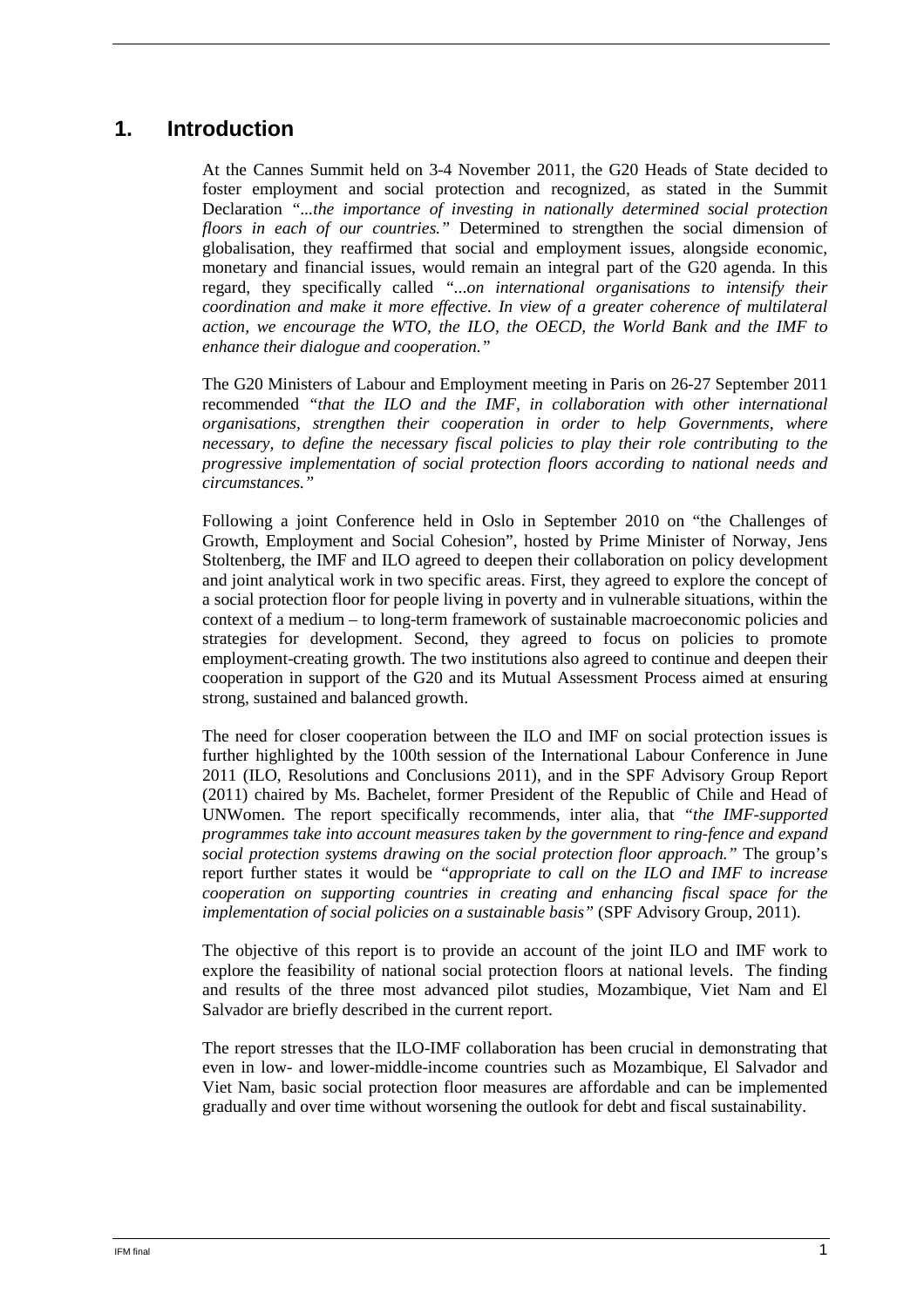# 1. Introduction

At the Cannes Summit held on 3-4 November 2011, the G20 Heads of State decided to foster employment and social protection and recognized, as stated in the Summit Declaration *"...the importance of investing in nationally determined social protection floors in each of our countries."* Determined to strengthen the social dimension of globalisation, they reaffirmed that social and employment issues, alongside economic, monetary and financial issues, would remain an integral part of the G20 agenda. In this regard, they specifically called *"...on international organisations to intensify their coordination and make it more effective. In view of a greater coherence of multilateral action, we encourage the WTO, the ILO, the OECD, the World Bank and the IMF to enhance their dialogue and cooperation."*

The G20 Ministers of Labour and Employment meeting in Paris on 26-27 September 2011 recommended *"that the ILO and the IMF, in collaboration with other international organisations, strengthen their cooperation in order to help Governments, where necessary, to define the necessary fiscal policies to play their role contributing to the progressive implementation of social protection floors according to national needs and circumstances."*

Following a joint Conference held in Oslo in September 2010 on "the Challenges of Growth, Employment and Social Cohesion", hosted by Prime Minister of Norway, Jens Stoltenberg, the IMF and ILO agreed to deepen their collaboration on policy development and joint analytical work in two specific areas. First, they agreed to explore the concept of a social protection floor for people living in poverty and in vulnerable situations, within the context of a medium – to long-term framework of sustainable macroeconomic policies and strategies for development. Second, they agreed to focus on policies to promote employment-creating growth. The two institutions also agreed to continue and deepen their cooperation in support of the G20 and its Mutual Assessment Process aimed at ensuring strong, sustained and balanced growth.

The need for closer cooperation between the ILO and IMF on social protection issues is further highlighted by the 100th session of the International Labour Conference in June 2011 (ILO, Resolutions and Conclusions 2011), and in the SPF Advisory Group Report (2011) chaired by Ms. Bachelet, former President of the Republic of Chile and Head of UNWomen. The report specifically recommends, inter alia, that *"the IMF-supported programmes take into account measures taken by the government to ring-fence and expand social protection systems drawing on the social protection floor approach."* The group's report further states it would be *"appropriate to call on the ILO and IMF to increase cooperation on supporting countries in creating and enhancing fiscal space for the implementation of social policies on a sustainable basis"* (SPF Advisory Group, 2011).

The objective of this report is to provide an account of the joint ILO and IMF work to explore the feasibility of national social protection floors at national levels. The finding and results of the three most advanced pilot studies, Mozambique, Viet Nam and El Salvador are briefly described in the current report.

The report stresses that the ILO-IMF collaboration has been crucial in demonstrating that even in low- and lower-middle-income countries such as Mozambique, El Salvador and Viet Nam, basic social protection floor measures are affordable and can be implemented gradually and over time without worsening the outlook for debt and fiscal sustainability.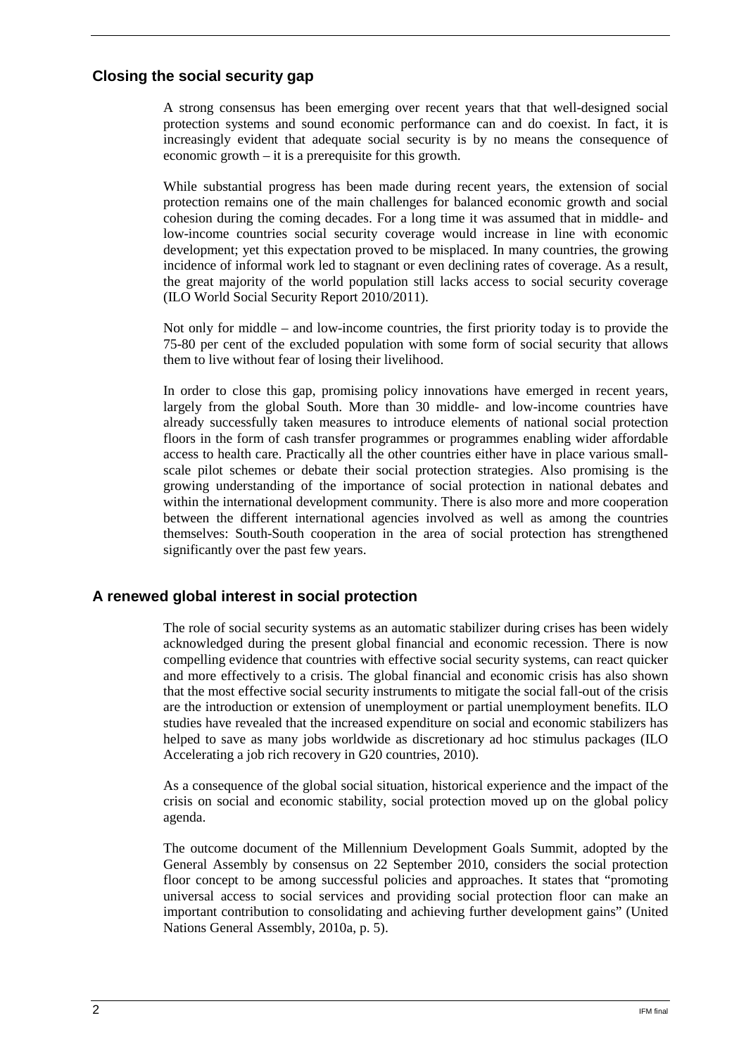## Closing the social security gap

A strong consensus has been emerging over recent years that that well-designed social protection systems and sound economic performance can and do coexist. In fact, it is increasingly evident that adequate social security is by no means the consequence of economic growth – it is a prerequisite for this growth.

While substantial progress has been made during recent years, the extension of social protection remains one of the main challenges for balanced economic growth and social cohesion during the coming decades. For a long time it was assumed that in middle- and low-income countries social security coverage would increase in line with economic development; yet this expectation proved to be misplaced. In many countries, the growing incidence of informal work led to stagnant or even declining rates of coverage. As a result, the great majority of the world population still lacks access to social security coverage (ILO World Social Security Report 2010/2011).

Not only for middle – and low-income countries, the first priority today is to provide the 75-80 per cent of the excluded population with some form of social security that allows them to live without fear of losing their livelihood.

In order to close this gap, promising policy innovations have emerged in recent years, largely from the global South. More than 30 middle- and low-income countries have already successfully taken measures to introduce elements of national social protection floors in the form of cash transfer programmes or programmes enabling wider affordable access to health care. Practically all the other countries either have in place various small-scale pilot schemes or debate their social protection strategies. Also promising is the growing understanding of the importance of social protection in national debates and within the international development community. There is also more and more cooperation between the different international agencies involved as well as among the countries themselves: South-South cooperation in the area of social protection has strengthened significantly over the past few years.

## A renewed global interest in social protection

The role of social security systems as an automatic stabilizer during crises has been widely acknowledged during the present global financial and economic recession. There is now compelling evidence that countries with effective social security systems, can react quicker and more effectively to a crisis. The global financial and economic crisis has also shown that the most effective social security instruments to mitigate the social fall-out of the crisis are the introduction or extension of unemployment or partial unemployment benefits. ILO studies have revealed that the increased expenditure on social and economic stabilizers has helped to save as many jobs worldwide as discretionary ad hoc stimulus packages (ILO Accelerating a job rich recovery in G20 countries, 2010).

As a consequence of the global social situation, historical experience and the impact of the crisis on social and economic stability, social protection moved up on the global policy agenda.

The outcome document of the Millennium Development Goals Summit, adopted by the General Assembly by consensus on 22 September 2010, considers the social protection floor concept to be among successful policies and approaches. It states that "promoting universal access to social services and providing social protection floor can make an important contribution to consolidating and achieving further development gains" (United Nations General Assembly, 2010a, p. 5).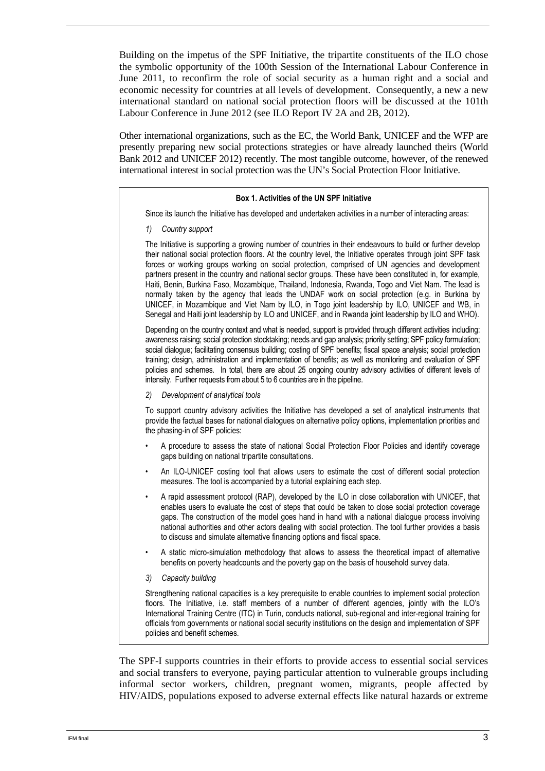Building on the impetus of the SPF Initiative, the tripartite constituents of the ILO chose the symbolic opportunity of the 100th Session of the International Labour Conference in June 2011, to reconfirm the role of social security as a human right and a social and economic necessity for countries at all levels of development. Consequently, a new a new international standard on national social protection floors will be discussed at the 101th Labour Conference in June 2012 (see ILO Report IV 2A and 2B, 2012).

Other international organizations, such as the EC, the World Bank, UNICEF and the WFP are presently preparing new social protections strategies or have already launched theirs (World Bank 2012 and UNICEF 2012) recently. The most tangible outcome, however, of the renewed international interest in social protection was the UN's Social Protection Floor Initiative.

**Box 1. Activities of the UN SPF Initiative**

Since its launch the Initiative has developed and undertaken activities in a number of interacting areas:

*1) Country support*

The Initiative is supporting a growing number of countries in their endeavours to build or further develop their national social protection floors. At the country level, the Initiative operates through joint SPF task forces or working groups working on social protection, comprised of UN agencies and development partners present in the country and national sector groups. These have been constituted in, for example, Haiti, Benin, Burkina Faso, Mozambique, Thailand, Indonesia, Rwanda, Togo and Viet Nam. The lead is normally taken by the agency that leads the UNDAF work on social protection (e.g. in Burkina by UNICEF, in Mozambique and Viet Nam by ILO, in Togo joint leadership by ILO, UNICEF and WB, in Senegal and Haiti joint leadership by ILO and UNICEF, and in Rwanda joint leadership by ILO and WHO).

Depending on the country context and what is needed, support is provided through different activities including: awareness raising; social protection stocktaking; needs and gap analysis; priority setting; SPF policy formulation; social dialogue; facilitating consensus building; costing of SPF benefits; fiscal space analysis; social protection training; design, administration and implementation of benefits; as well as monitoring and evaluation of SPF policies and schemes. In total, there are about 25 ongoing country advisory activities of different levels of intensity. Further requests from about 5 to 6 countries are in the pipeline.

*2) Development of analytical tools*

To support country advisory activities the Initiative has developed a set of analytical instruments that provide the factual bases for national dialogues on alternative policy options, implementation priorities and the phasing-in of SPF policies:

- A procedure to assess the state of national Social Protection Floor Policies and identify coverage gaps building on national tripartite consultations.
- An ILO-UNICEF costing tool that allows users to estimate the cost of different social protection measures. The tool is accompanied by a tutorial explaining each step.
- A rapid assessment protocol (RAP), developed by the ILO in close collaboration with UNICEF, that enables users to evaluate the cost of steps that could be taken to close social protection coverage gaps. The construction of the model goes hand in hand with a national dialogue process involving national authorities and other actors dealing with social protection. The tool further provides a basis to discuss and simulate alternative financing options and fiscal space.
- A static micro-simulation methodology that allows to assess the theoretical impact of alternative benefits on poverty headcounts and the poverty gap on the basis of household survey data.

*3) Capacity building*

Strengthening national capacities is a key prerequisite to enable countries to implement social protection floors. The Initiative, i.e. staff members of a number of different agencies, jointly with the ILO's International Training Centre (ITC) in Turin, conducts national, sub-regional and inter-regional training for officials from governments or national social security institutions on the design and implementation of SPF policies and benefit schemes.

The SPF-I supports countries in their efforts to provide access to essential social services and social transfers to everyone, paying particular attention to vulnerable groups including informal sector workers, children, pregnant women, migrants, people affected by HIV/AIDS, populations exposed to adverse external effects like natural hazards or extreme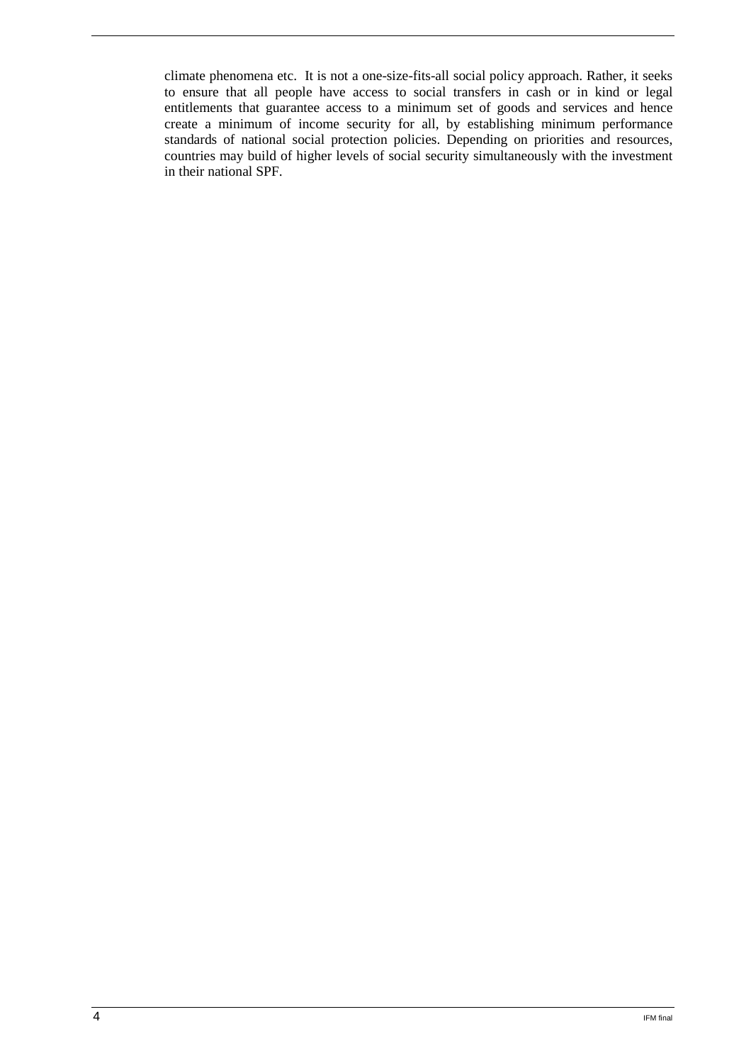climate phenomena etc. It is not a one-size-fits-all social policy approach. Rather, it seeks to ensure that all people have access to social transfers in cash or in kind or legal entitlements that guarantee access to a minimum set of goods and services and hence create a minimum of income security for all, by establishing minimum performance standards of national social protection policies. Depending on priorities and resources, countries may build of higher levels of social security simultaneously with the investment in their national SPF.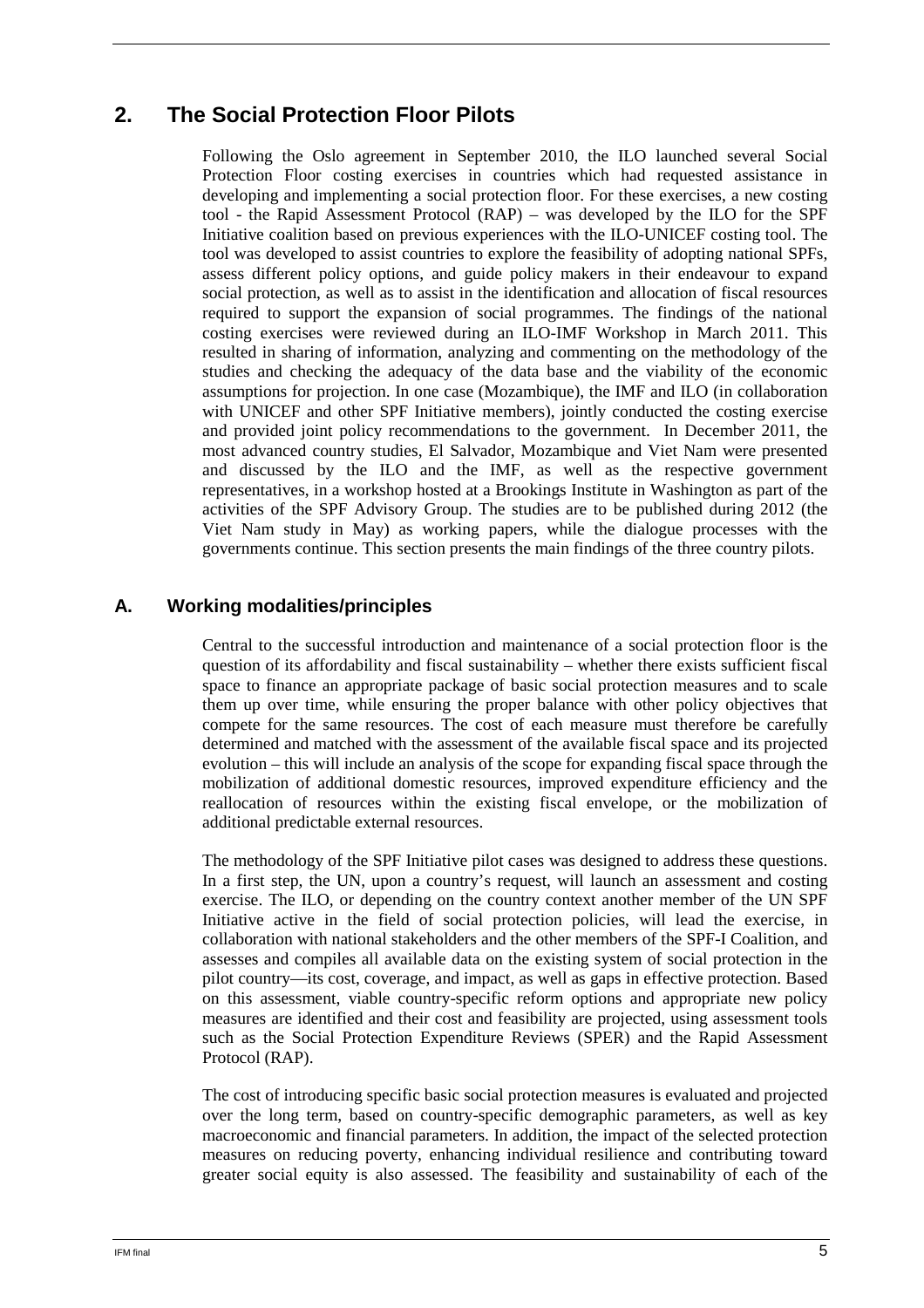## 2. The Social Protection Floor Pilots

Following the Oslo agreement in September 2010, the ILO launched several Social Protection Floor costing exercises in countries which had requested assistance in developing and implementing a social protection floor. For these exercises, a new costing tool - the Rapid Assessment Protocol (RAP) – was developed by the ILO for the SPF Initiative coalition based on previous experiences with the ILO-UNICEF costing tool. The tool was developed to assist countries to explore the feasibility of adopting national SPFs, assess different policy options, and guide policy makers in their endeavour to expand social protection, as well as to assist in the identification and allocation of fiscal resources required to support the expansion of social programmes. The findings of the national costing exercises were reviewed during an ILO-IMF Workshop in March 2011. This resulted in sharing of information, analyzing and commenting on the methodology of the studies and checking the adequacy of the data base and the viability of the economic assumptions for projection. In one case (Mozambique), the IMF and ILO (in collaboration with UNICEF and other SPF Initiative members), jointly conducted the costing exercise and provided joint policy recommendations to the government. In December 2011, the most advanced country studies, El Salvador, Mozambique and Viet Nam were presented and discussed by the ILO and the IMF, as well as the respective government representatives, in a workshop hosted at a Brookings Institute in Washington as part of the activities of the SPF Advisory Group. The studies are to be published during 2012 (the Viet Nam study in May) as working papers, while the dialogue processes with the governments continue. This section presents the main findings of the three country pilots.

### A. Working modalities/principles

Central to the successful introduction and maintenance of a social protection floor is the question of its affordability and fiscal sustainability – whether there exists sufficient fiscal space to finance an appropriate package of basic social protection measures and to scale them up over time, while ensuring the proper balance with other policy objectives that compete for the same resources. The cost of each measure must therefore be carefully determined and matched with the assessment of the available fiscal space and its projected evolution – this will include an analysis of the scope for expanding fiscal space through the mobilization of additional domestic resources, improved expenditure efficiency and the reallocation of resources within the existing fiscal envelope, or the mobilization of additional predictable external resources.

The methodology of the SPF Initiative pilot cases was designed to address these questions. In a first step, the UN, upon a country's request, will launch an assessment and costing exercise. The ILO, or depending on the country context another member of the UN SPF Initiative active in the field of social protection policies, will lead the exercise, in collaboration with national stakeholders and the other members of the SPF-I Coalition, and assesses and compiles all available data on the existing system of social protection in the pilot country—its cost, coverage, and impact, as well as gaps in effective protection. Based on this assessment, viable country-specific reform options and appropriate new policy measures are identified and their cost and feasibility are projected, using assessment tools such as the Social Protection Expenditure Reviews (SPER) and the Rapid Assessment Protocol (RAP).

The cost of introducing specific basic social protection measures is evaluated and projected over the long term, based on country-specific demographic parameters, as well as key macroeconomic and financial parameters. In addition, the impact of the selected protection measures on reducing poverty, enhancing individual resilience and contributing toward greater social equity is also assessed. The feasibility and sustainability of each of the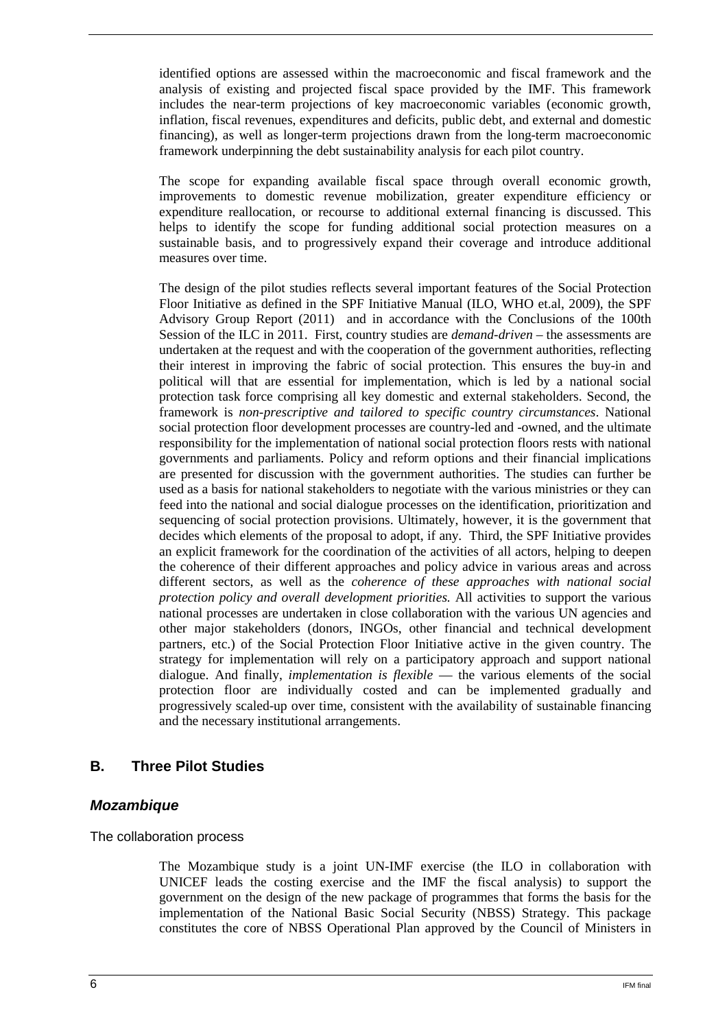identified options are assessed within the macroeconomic and fiscal framework and the analysis of existing and projected fiscal space provided by the IMF. This framework includes the near-term projections of key macroeconomic variables (economic growth, inflation, fiscal revenues, expenditures and deficits, public debt, and external and domestic financing), as well as longer-term projections drawn from the long-term macroeconomic framework underpinning the debt sustainability analysis for each pilot country.

The scope for expanding available fiscal space through overall economic growth, improvements to domestic revenue mobilization, greater expenditure efficiency or expenditure reallocation, or recourse to additional external financing is discussed. This helps to identify the scope for funding additional social protection measures on a sustainable basis, and to progressively expand their coverage and introduce additional measures over time.

The design of the pilot studies reflects several important features of the Social Protection Floor Initiative as defined in the SPF Initiative Manual (ILO, WHO et.al, 2009), the SPF Advisory Group Report (2011) and in accordance with the Conclusions of the 100th Session of the ILC in 2011. First, country studies are *demand-driven* – the assessments are undertaken at the request and with the cooperation of the government authorities, reflecting their interest in improving the fabric of social protection. This ensures the buy-in and political will that are essential for implementation, which is led by a national social protection task force comprising all key domestic and external stakeholders. Second, the framework is *non-prescriptive and tailored to specific country circumstances*. National social protection floor development processes are country-led and -owned, and the ultimate responsibility for the implementation of national social protection floors rests with national governments and parliaments. Policy and reform options and their financial implications are presented for discussion with the government authorities. The studies can further be used as a basis for national stakeholders to negotiate with the various ministries or they can feed into the national and social dialogue processes on the identification, prioritization and sequencing of social protection provisions. Ultimately, however, it is the government that decides which elements of the proposal to adopt, if any. Third, the SPF Initiative provides an explicit framework for the coordination of the activities of all actors, helping to deepen the coherence of their different approaches and policy advice in various areas and across different sectors, as well as the *coherence of these approaches with national social protection policy and overall development priorities.* All activities to support the various national processes are undertaken in close collaboration with the various UN agencies and other major stakeholders (donors, INGOs, other financial and technical development partners, etc.) of the Social Protection Floor Initiative active in the given country. The strategy for implementation will rely on a participatory approach and support national dialogue. And finally, *implementation is flexible* — the various elements of the social protection floor are individually costed and can be implemented gradually and progressively scaled-up over time, consistent with the availability of sustainable financing and the necessary institutional arrangements.

## B. Three Pilot Studies

### *Mozambique*

#### The collaboration process

The Mozambique study is a joint UN-IMF exercise (the ILO in collaboration with UNICEF leads the costing exercise and the IMF the fiscal analysis) to support the government on the design of the new package of programmes that forms the basis for the implementation of the National Basic Social Security (NBSS) Strategy. This package constitutes the core of NBSS Operational Plan approved by the Council of Ministers in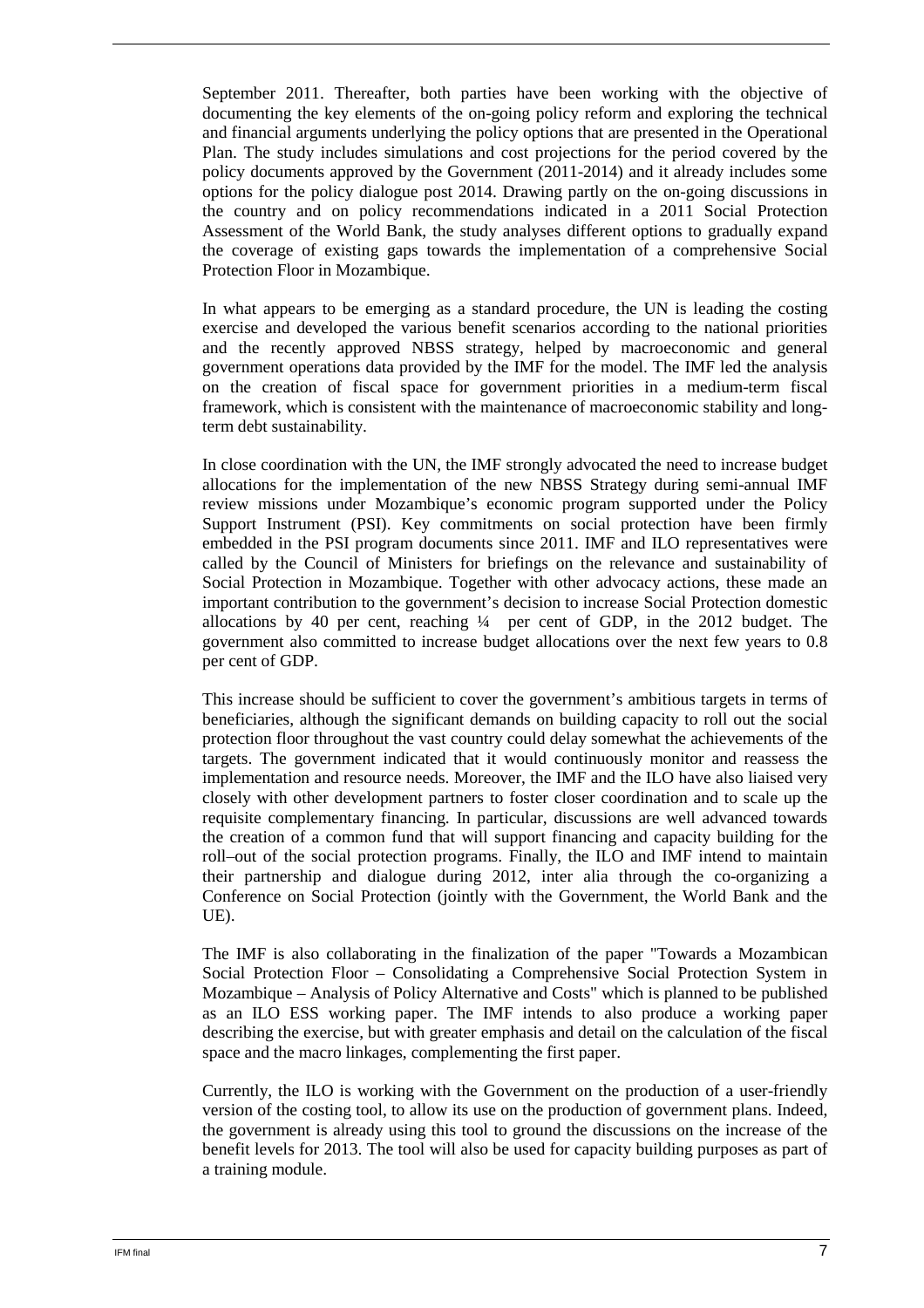September 2011. Thereafter, both parties have been working with the objective of documenting the key elements of the on-going policy reform and exploring the technical and financial arguments underlying the policy options that are presented in the Operational Plan. The study includes simulations and cost projections for the period covered by the policy documents approved by the Government (2011-2014) and it already includes some options for the policy dialogue post 2014. Drawing partly on the on-going discussions in the country and on policy recommendations indicated in a 2011 Social Protection Assessment of the World Bank, the study analyses different options to gradually expand the coverage of existing gaps towards the implementation of a comprehensive Social Protection Floor in Mozambique.

In what appears to be emerging as a standard procedure, the UN is leading the costing exercise and developed the various benefit scenarios according to the national priorities and the recently approved NBSS strategy, helped by macroeconomic and general government operations data provided by the IMF for the model. The IMF led the analysis on the creation of fiscal space for government priorities in a medium-term fiscal framework, which is consistent with the maintenance of macroeconomic stability and long-term debt sustainability.

In close coordination with the UN, the IMF strongly advocated the need to increase budget allocations for the implementation of the new NBSS Strategy during semi-annual IMF review missions under Mozambique's economic program supported under the Policy Support Instrument (PSI). Key commitments on social protection have been firmly embedded in the PSI program documents since 2011. IMF and ILO representatives were called by the Council of Ministers for briefings on the relevance and sustainability of Social Protection in Mozambique. Together with other advocacy actions, these made an important contribution to the government's decision to increase Social Protection domestic allocations by 40 per cent, reaching ¼ per cent of GDP, in the 2012 budget. The government also committed to increase budget allocations over the next few years to 0.8 per cent of GDP.

This increase should be sufficient to cover the government's ambitious targets in terms of beneficiaries, although the significant demands on building capacity to roll out the social protection floor throughout the vast country could delay somewhat the achievements of the targets. The government indicated that it would continuously monitor and reassess the implementation and resource needs. Moreover, the IMF and the ILO have also liaised very closely with other development partners to foster closer coordination and to scale up the requisite complementary financing. In particular, discussions are well advanced towards the creation of a common fund that will support financing and capacity building for the roll–out of the social protection programs. Finally, the ILO and IMF intend to maintain their partnership and dialogue during 2012, inter alia through the co-organizing a Conference on Social Protection (jointly with the Government, the World Bank and the UE).

The IMF is also collaborating in the finalization of the paper "Towards a Mozambican Social Protection Floor – Consolidating a Comprehensive Social Protection System in Mozambique – Analysis of Policy Alternative and Costs" which is planned to be published as an ILO ESS working paper. The IMF intends to also produce a working paper describing the exercise, but with greater emphasis and detail on the calculation of the fiscal space and the macro linkages, complementing the first paper.

Currently, the ILO is working with the Government on the production of a user-friendly version of the costing tool, to allow its use on the production of government plans. Indeed, the government is already using this tool to ground the discussions on the increase of the benefit levels for 2013. The tool will also be used for capacity building purposes as part of a training module.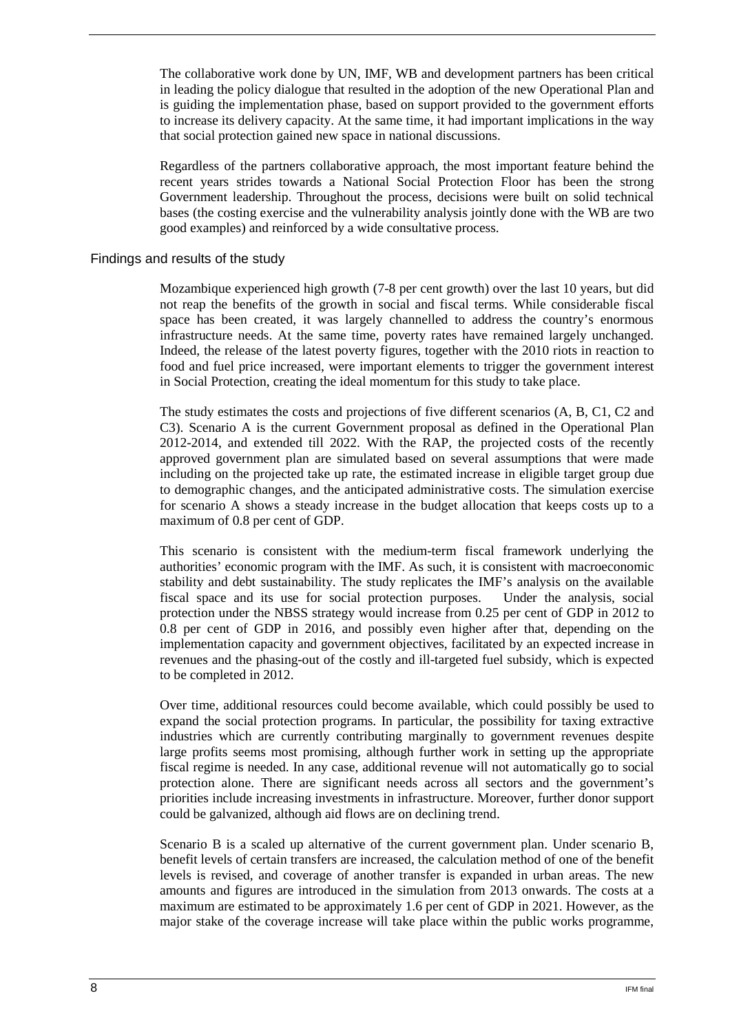The collaborative work done by UN, IMF, WB and development partners has been critical in leading the policy dialogue that resulted in the adoption of the new Operational Plan and is guiding the implementation phase, based on support provided to the government efforts to increase its delivery capacity. At the same time, it had important implications in the way that social protection gained new space in national discussions.

Regardless of the partners collaborative approach, the most important feature behind the recent years strides towards a National Social Protection Floor has been the strong Government leadership. Throughout the process, decisions were built on solid technical bases (the costing exercise and the vulnerability analysis jointly done with the WB are two good examples) and reinforced by a wide consultative process.

## Findings and results of the study

Mozambique experienced high growth (7-8 per cent growth) over the last 10 years, but did not reap the benefits of the growth in social and fiscal terms. While considerable fiscal space has been created, it was largely channelled to address the country's enormous infrastructure needs. At the same time, poverty rates have remained largely unchanged. Indeed, the release of the latest poverty figures, together with the 2010 riots in reaction to food and fuel price increased, were important elements to trigger the government interest in Social Protection, creating the ideal momentum for this study to take place.

The study estimates the costs and projections of five different scenarios (A, B, C1, C2 and C3). Scenario A is the current Government proposal as defined in the Operational Plan 2012-2014, and extended till 2022. With the RAP, the projected costs of the recently approved government plan are simulated based on several assumptions that were made including on the projected take up rate, the estimated increase in eligible target group due to demographic changes, and the anticipated administrative costs. The simulation exercise for scenario A shows a steady increase in the budget allocation that keeps costs up to a maximum of 0.8 per cent of GDP.

This scenario is consistent with the medium-term fiscal framework underlying the authorities' economic program with the IMF. As such, it is consistent with macroeconomic stability and debt sustainability. The study replicates the IMF's analysis on the available fiscal space and its use for social protection purposes. Under the analysis, social protection under the NBSS strategy would increase from 0.25 per cent of GDP in 2012 to 0.8 per cent of GDP in 2016, and possibly even higher after that, depending on the implementation capacity and government objectives, facilitated by an expected increase in revenues and the phasing-out of the costly and ill-targeted fuel subsidy, which is expected to be completed in 2012.

Over time, additional resources could become available, which could possibly be used to expand the social protection programs. In particular, the possibility for taxing extractive industries which are currently contributing marginally to government revenues despite large profits seems most promising, although further work in setting up the appropriate fiscal regime is needed. In any case, additional revenue will not automatically go to social protection alone. There are significant needs across all sectors and the government's priorities include increasing investments in infrastructure. Moreover, further donor support could be galvanized, although aid flows are on declining trend.

Scenario B is a scaled up alternative of the current government plan. Under scenario B, benefit levels of certain transfers are increased, the calculation method of one of the benefit levels is revised, and coverage of another transfer is expanded in urban areas. The new amounts and figures are introduced in the simulation from 2013 onwards. The costs at a maximum are estimated to be approximately 1.6 per cent of GDP in 2021. However, as the major stake of the coverage increase will take place within the public works programme,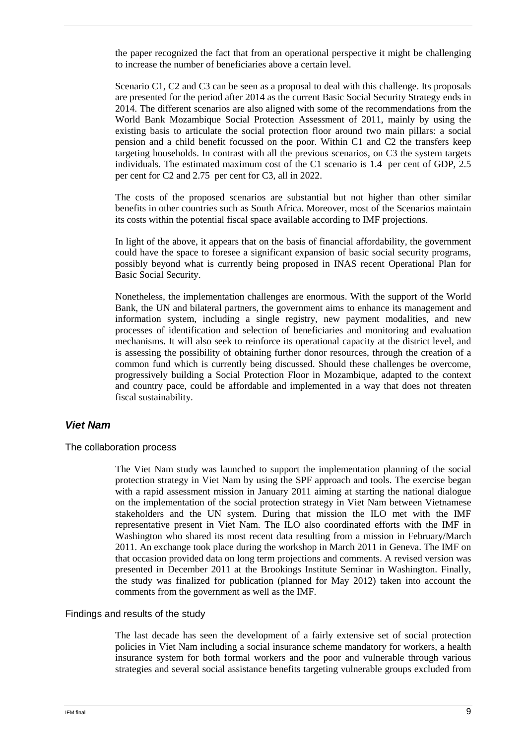the paper recognized the fact that from an operational perspective it might be challenging to increase the number of beneficiaries above a certain level.

Scenario C1, C2 and C3 can be seen as a proposal to deal with this challenge. Its proposals are presented for the period after 2014 as the current Basic Social Security Strategy ends in 2014. The different scenarios are also aligned with some of the recommendations from the World Bank Mozambique Social Protection Assessment of 2011, mainly by using the existing basis to articulate the social protection floor around two main pillars: a social pension and a child benefit focussed on the poor. Within C1 and C2 the transfers keep targeting households. In contrast with all the previous scenarios, on C3 the system targets individuals. The estimated maximum cost of the C1 scenario is 1.4 per cent of GDP, 2.5 per cent for C2 and 2.75 per cent for C3, all in 2022.

The costs of the proposed scenarios are substantial but not higher than other similar benefits in other countries such as South Africa. Moreover, most of the Scenarios maintain its costs within the potential fiscal space available according to IMF projections.

In light of the above, it appears that on the basis of financial affordability, the government could have the space to foresee a significant expansion of basic social security programs, possibly beyond what is currently being proposed in INAS recent Operational Plan for Basic Social Security.

Nonetheless, the implementation challenges are enormous. With the support of the World Bank, the UN and bilateral partners, the government aims to enhance its management and information system, including a single registry, new payment modalities, and new processes of identification and selection of beneficiaries and monitoring and evaluation mechanisms. It will also seek to reinforce its operational capacity at the district level, and is assessing the possibility of obtaining further donor resources, through the creation of a common fund which is currently being discussed. Should these challenges be overcome, progressively building a Social Protection Floor in Mozambique, adapted to the context and country pace, could be affordable and implemented in a way that does not threaten fiscal sustainability.

### *Viet Nam*

#### The collaboration process

The Viet Nam study was launched to support the implementation planning of the social protection strategy in Viet Nam by using the SPF approach and tools. The exercise began with a rapid assessment mission in January 2011 aiming at starting the national dialogue on the implementation of the social protection strategy in Viet Nam between Vietnamese stakeholders and the UN system. During that mission the ILO met with the IMF representative present in Viet Nam. The ILO also coordinated efforts with the IMF in Washington who shared its most recent data resulting from a mission in February/March 2011. An exchange took place during the workshop in March 2011 in Geneva. The IMF on that occasion provided data on long term projections and comments. A revised version was presented in December 2011 at the Brookings Institute Seminar in Washington. Finally, the study was finalized for publication (planned for May 2012) taken into account the comments from the government as well as the IMF.

#### Findings and results of the study

The last decade has seen the development of a fairly extensive set of social protection policies in Viet Nam including a social insurance scheme mandatory for workers, a health insurance system for both formal workers and the poor and vulnerable through various strategies and several social assistance benefits targeting vulnerable groups excluded from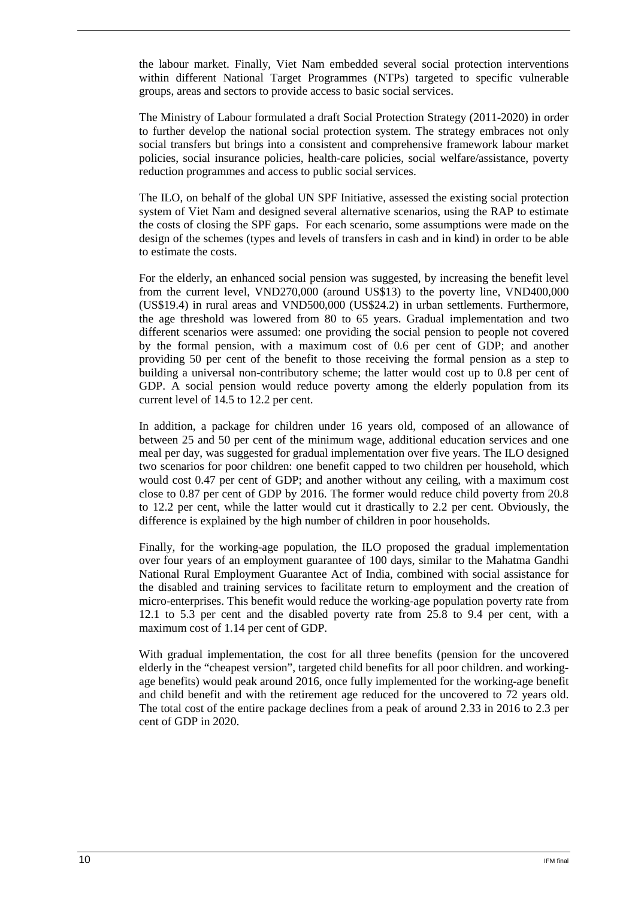the labour market. Finally, Viet Nam embedded several social protection interventions within different National Target Programmes (NTPs) targeted to specific vulnerable groups, areas and sectors to provide access to basic social services.

The Ministry of Labour formulated a draft Social Protection Strategy (2011-2020) in order to further develop the national social protection system. The strategy embraces not only social transfers but brings into a consistent and comprehensive framework labour market policies, social insurance policies, health-care policies, social welfare/assistance, poverty reduction programmes and access to public social services.

The ILO, on behalf of the global UN SPF Initiative, assessed the existing social protection system of Viet Nam and designed several alternative scenarios, using the RAP to estimate the costs of closing the SPF gaps. For each scenario, some assumptions were made on the design of the schemes (types and levels of transfers in cash and in kind) in order to be able to estimate the costs.

For the elderly, an enhanced social pension was suggested, by increasing the benefit level from the current level, VND270,000 (around US$13) to the poverty line, VND400,000 (US$19.4) in rural areas and VND500,000 (US$24.2) in urban settlements. Furthermore, the age threshold was lowered from 80 to 65 years. Gradual implementation and two different scenarios were assumed: one providing the social pension to people not covered by the formal pension, with a maximum cost of 0.6 per cent of GDP; and another providing 50 per cent of the benefit to those receiving the formal pension as a step to building a universal non-contributory scheme; the latter would cost up to 0.8 per cent of GDP. A social pension would reduce poverty among the elderly population from its current level of 14.5 to 12.2 per cent.

In addition, a package for children under 16 years old, composed of an allowance of between 25 and 50 per cent of the minimum wage, additional education services and one meal per day, was suggested for gradual implementation over five years. The ILO designed two scenarios for poor children: one benefit capped to two children per household, which would cost 0.47 per cent of GDP; and another without any ceiling, with a maximum cost close to 0.87 per cent of GDP by 2016. The former would reduce child poverty from 20.8 to 12.2 per cent, while the latter would cut it drastically to 2.2 per cent. Obviously, the difference is explained by the high number of children in poor households.

Finally, for the working-age population, the ILO proposed the gradual implementation over four years of an employment guarantee of 100 days, similar to the Mahatma Gandhi National Rural Employment Guarantee Act of India, combined with social assistance for the disabled and training services to facilitate return to employment and the creation of micro-enterprises. This benefit would reduce the working-age population poverty rate from 12.1 to 5.3 per cent and the disabled poverty rate from 25.8 to 9.4 per cent, with a maximum cost of 1.14 per cent of GDP.

With gradual implementation, the cost for all three benefits (pension for the uncovered elderly in the "cheapest version", targeted child benefits for all poor children. and working-age benefits) would peak around 2016, once fully implemented for the working-age benefit and child benefit and with the retirement age reduced for the uncovered to 72 years old. The total cost of the entire package declines from a peak of around 2.33 in 2016 to 2.3 per cent of GDP in 2020.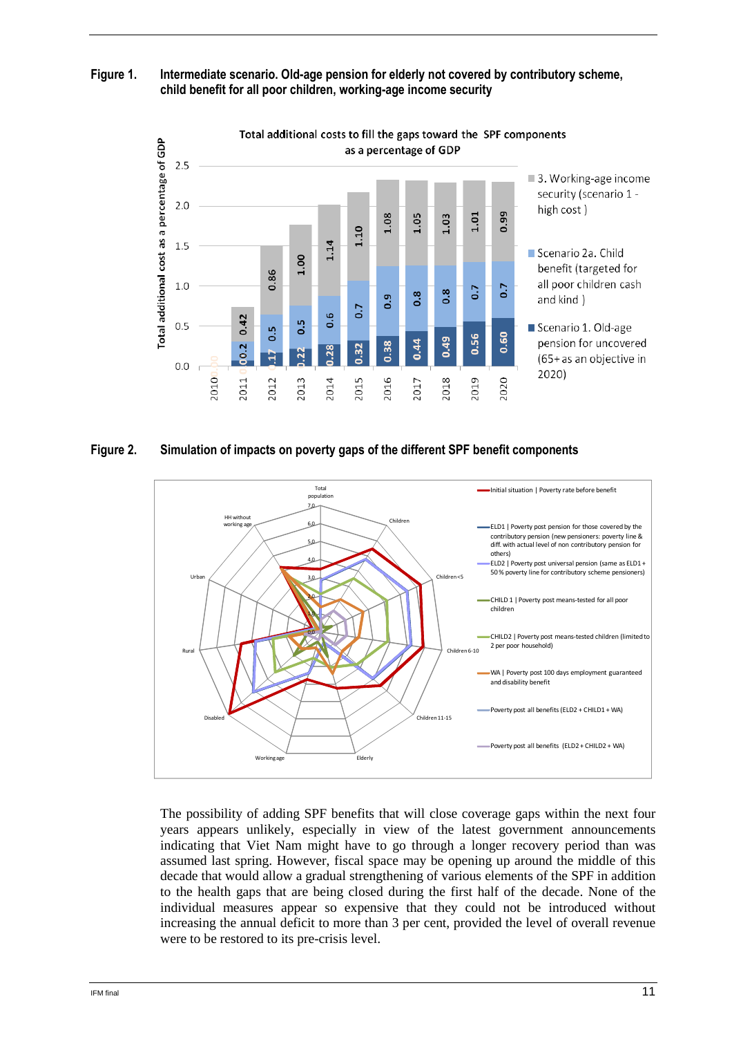**Figure 1. Intermediate scenario. Old-age pension for elderly not covered by contributory scheme, child benefit for all poor children, working-age income security**

**Figure 2. Simulation of impacts on poverty gaps of the different SPF benefit components**

The possibility of adding SPF benefits that will close coverage gaps within the next four years appears unlikely, especially in view of the latest government announcements indicating that Viet Nam might have to go through a longer recovery period than was assumed last spring. However, fiscal space may be opening up around the middle of this decade that would allow a gradual strengthening of various elements of the SPF in addition to the health gaps that are being closed during the first half of the decade. None of the individual measures appear so expensive that they could not be introduced without increasing the annual deficit to more than 3 per cent, provided the level of overall revenue were to be restored to its pre-crisis level.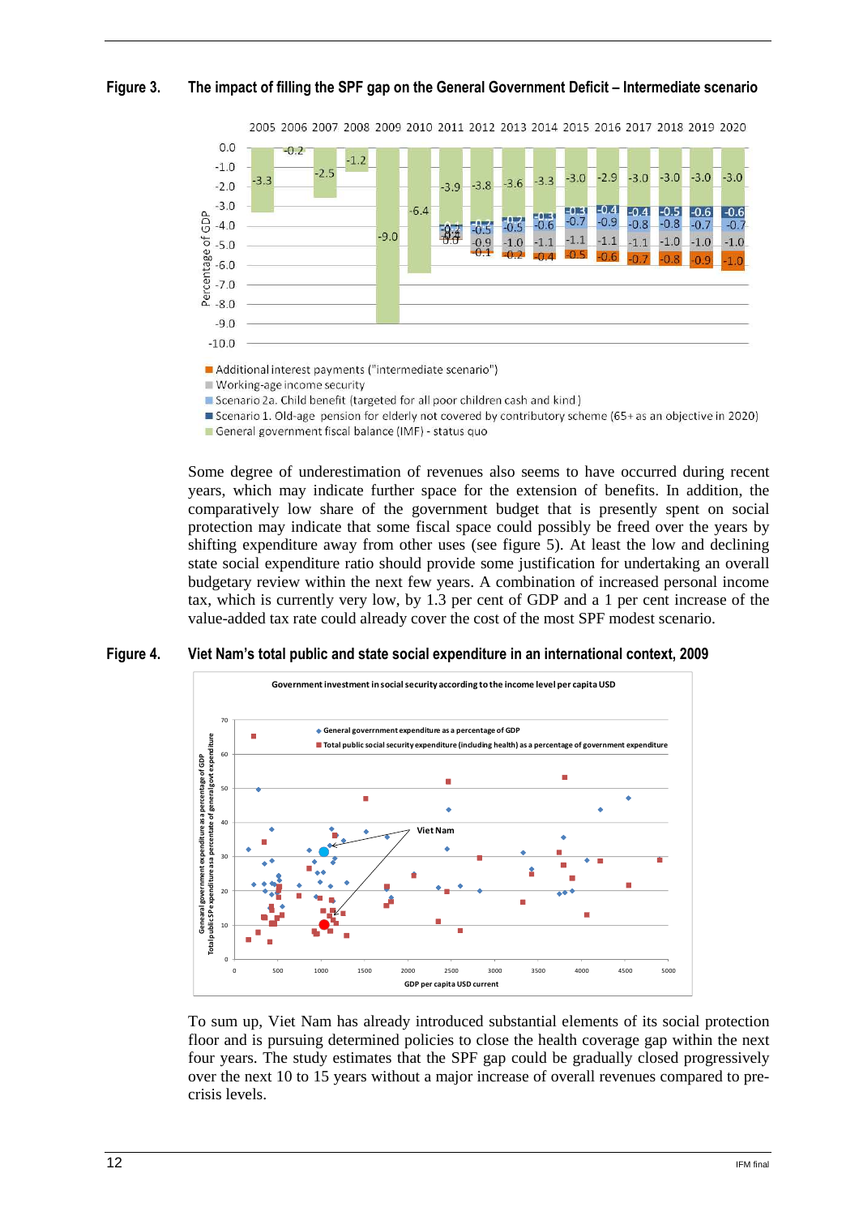**Figure 3. The impact of filling the SPF gap on the General Government Deficit – Intermediate scenario**

Some degree of underestimation of revenues also seems to have occurred during recent years, which may indicate further space for the extension of benefits. In addition, the comparatively low share of the government budget that is presently spent on social protection may indicate that some fiscal space could possibly be freed over the years by shifting expenditure away from other uses (see figure 5). At least the low and declining state social expenditure ratio should provide some justification for undertaking an overall budgetary review within the next few years. A combination of increased personal income tax, which is currently very low, by 1.3 per cent of GDP and a 1 per cent increase of the value-added tax rate could already cover the cost of the most SPF modest scenario.

**Figure 4. Viet Nam's total public and state social expenditure in an international context, 2009**

To sum up, Viet Nam has already introduced substantial elements of its social protection floor and is pursuing determined policies to close the health coverage gap within the next four years. The study estimates that the SPF gap could be gradually closed progressively over the next 10 to 15 years without a major increase of overall revenues compared to pre-crisis levels.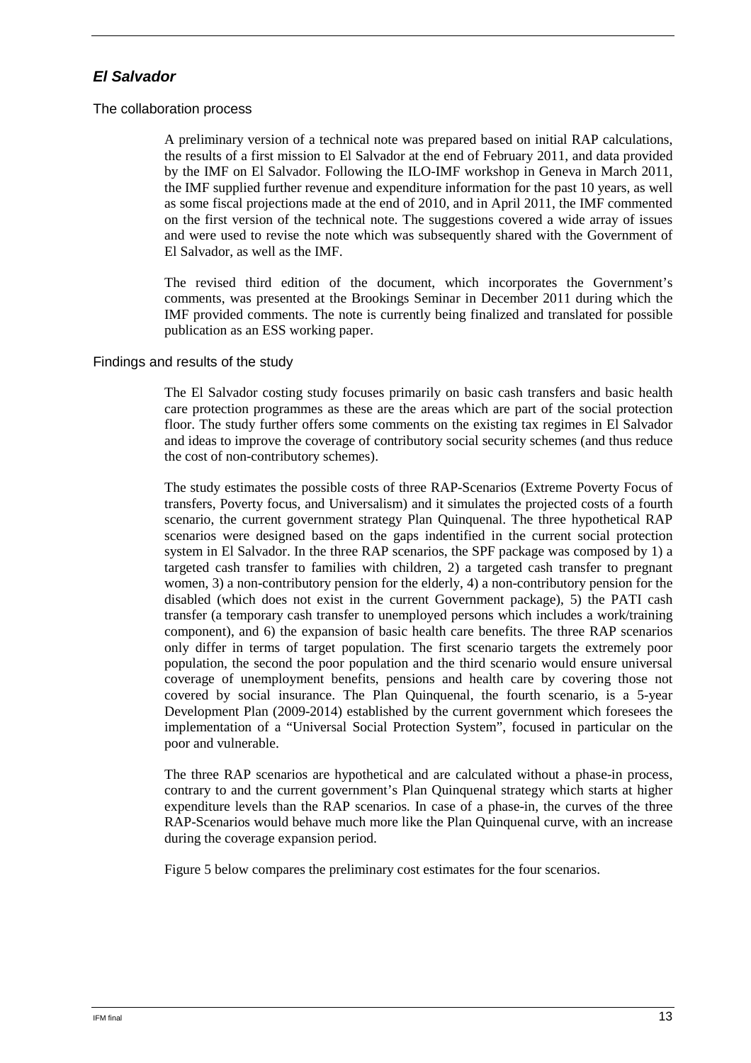### *El Salvador*

#### The collaboration process

A preliminary version of a technical note was prepared based on initial RAP calculations, the results of a first mission to El Salvador at the end of February 2011, and data provided by the IMF on El Salvador. Following the ILO-IMF workshop in Geneva in March 2011, the IMF supplied further revenue and expenditure information for the past 10 years, as well as some fiscal projections made at the end of 2010, and in April 2011, the IMF commented on the first version of the technical note. The suggestions covered a wide array of issues and were used to revise the note which was subsequently shared with the Government of El Salvador, as well as the IMF.

The revised third edition of the document, which incorporates the Government's comments, was presented at the Brookings Seminar in December 2011 during which the IMF provided comments. The note is currently being finalized and translated for possible publication as an ESS working paper.

#### Findings and results of the study

The El Salvador costing study focuses primarily on basic cash transfers and basic health care protection programmes as these are the areas which are part of the social protection floor. The study further offers some comments on the existing tax regimes in El Salvador and ideas to improve the coverage of contributory social security schemes (and thus reduce the cost of non-contributory schemes).

The study estimates the possible costs of three RAP-Scenarios (Extreme Poverty Focus of transfers, Poverty focus, and Universalism) and it simulates the projected costs of a fourth scenario, the current government strategy Plan Quinquenal. The three hypothetical RAP scenarios were designed based on the gaps indentified in the current social protection system in El Salvador. In the three RAP scenarios, the SPF package was composed by 1) a targeted cash transfer to families with children, 2) a targeted cash transfer to pregnant women, 3) a non-contributory pension for the elderly, 4) a non-contributory pension for the disabled (which does not exist in the current Government package), 5) the PATI cash transfer (a temporary cash transfer to unemployed persons which includes a work/training component), and 6) the expansion of basic health care benefits. The three RAP scenarios only differ in terms of target population. The first scenario targets the extremely poor population, the second the poor population and the third scenario would ensure universal coverage of unemployment benefits, pensions and health care by covering those not covered by social insurance. The Plan Quinquenal, the fourth scenario, is a 5-year Development Plan (2009-2014) established by the current government which foresees the implementation of a "Universal Social Protection System", focused in particular on the poor and vulnerable.

The three RAP scenarios are hypothetical and are calculated without a phase-in process, contrary to and the current government's Plan Quinquenal strategy which starts at higher expenditure levels than the RAP scenarios. In case of a phase-in, the curves of the three RAP-Scenarios would behave much more like the Plan Quinquenal curve, with an increase during the coverage expansion period.

Figure 5 below compares the preliminary cost estimates for the four scenarios.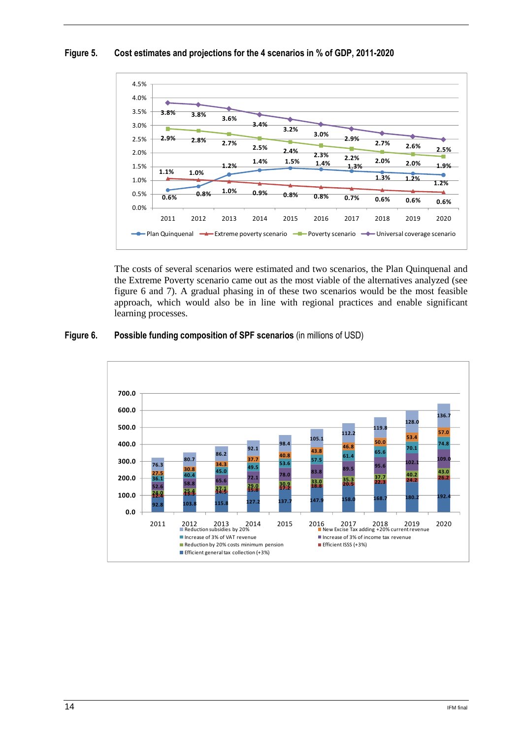**Figure 5. Cost estimates and projections for the 4 scenarios in % of GDP, 2011-2020**

| Scenario | 2011 | 2012 | 2013 | 2014 | 2015 | 2016 | 2017 | 2018 | 2019 | 2020 |
|---|---|---|---|---|---|---|---|---|---|---|
| Plan Quinquenal | 0.6% | 0.8% | 1.2% | 1.4% | 1.5% | 1.4% | 1.3% | 1.3% | 1.2% | 1.2% |
| Extreme poverty scenario | 1.1% | 1.0% | 1.0% | 0.9% | 0.8% | 0.8% | 0.7% | 0.6% | 0.6% | 0.6% |
| Poverty scenario | 2.9% | 2.8% | 2.7% | 2.5% | 2.4% | 2.3% | 2.2% | 2.0% | 2.0% | 1.9% |
| Universal coverage scenario | 3.8% | 3.8% | 3.6% | 3.4% | 3.2% | 3.0% | 2.9% | 2.7% | 2.6% | 2.5% |

The costs of several scenarios were estimated and two scenarios, the Plan Quinquenal and the Extreme Poverty scenario came out as the most viable of the alternatives analyzed (see figure 6 and 7). A gradual phasing in of these two scenarios would be the most feasible approach, which would also be in line with regional practices and enable significant learning processes.

**Figure 6. Possible funding composition of SPF scenarios** (in millions of USD)

| Source | 2011 | 2012 | 2013 | 2014 | 2015 | 2016 | 2017 | 2018 | 2019 | 2020 |
|---|---|---|---|---|---|---|---|---|---|---|
| Efficient general tax collection (+3%) | 92.8 | 103.8 | 115.8 | 127.2 | 137.7 | 147.9 | 158.0 | 168.7 | 180.2 | 192.4 |
| Efficient ISSS (+3%) | 12.4 | 13.5 | 14.5 | 15.8 | 17.2 | 18.8 | 20.5 | 22.3 | 24.2 | 26.2 |
| Reduction by 20% costs minimum pension | 24.0 | 25.4 | 27.1 | 29.0 | 30.9 | 33.0 | 35.3 | 37.7 | 40.2 | 43.0 |
| Increase of 3% of income tax revenue | 52.6 | 58.8 | 65.6 | 72.1 | 78.0 | 83.8 | 89.5 | 95.6 | 102.1 | 109.0 |
| Increase of 3% of VAT revenue | 36.1 | 40.4 | 45.0 | 49.5 | 53.6 | 57.5 | 61.4 | 65.6 | 70.1 | 74.8 |
| New Excise Tax adding +20% current revenue | 27.5 | 30.8 | 34.3 | 37.7 | 40.8 | 43.8 | 46.8 | 50.0 | 53.4 | 57.0 |
| Reduction subsidies by 20% | 76.3 | 80.7 | 86.2 | 92.1 | 98.4 | 105.1 | 112.2 | 119.8 | 128.0 | 136.7 |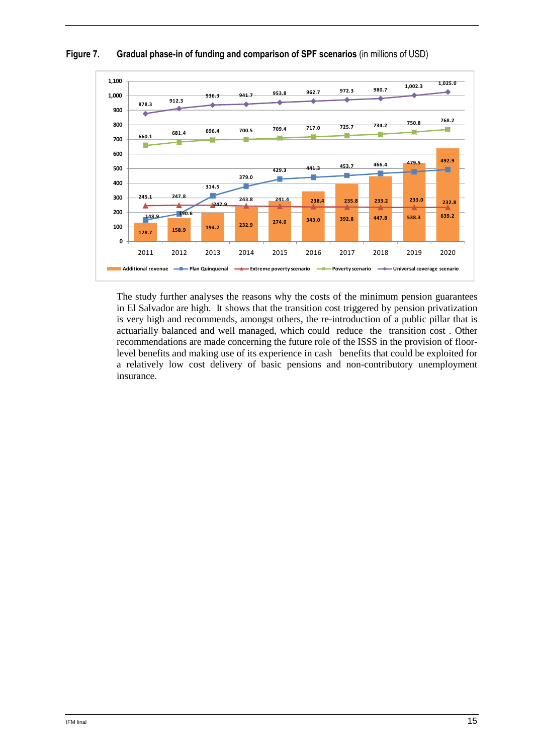**Figure 7. Gradual phase-in of funding and comparison of SPF scenarios** (in millions of USD)

| | 2011 | 2012 | 2013 | 2014 | 2015 | 2016 | 2017 | 2018 | 2019 | 2020 |
|---|---|---|---|---|---|---|---|---|---|---|
| Additional revenue | 128.7 | 158.9 | 194.2 | 232.9 | 274.0 | 343.0 | 392.8 | 447.8 | 538.3 | 639.2 |
| Plan Quinquenal | 148.9 | 190.6 | 314.5 | 379.0 | 429.3 | 441.3 | 453.7 | 466.4 | 479.5 | 492.9 |
| Extreme poverty scenario | 245.1 | 247.8 | 247.9 | 243.8 | 241.4 | 238.4 | 235.8 | 233.2 | 233.0 | 232.8 |
| Poverty scenario | 660.1 | 681.4 | 696.4 | 700.5 | 709.4 | 717.0 | 725.7 | 734.2 | 750.8 | 768.2 |
| Universal coverage scenario | 878.3 | 912.3 | 936.3 | 941.7 | 953.8 | 962.7 | 972.3 | 980.7 | 1,002.3 | 1,025.0 |

The study further analyses the reasons why the costs of the minimum pension guarantees in El Salvador are high. It shows that the transition cost triggered by pension privatization is very high and recommends, amongst others, the re-introduction of a public pillar that is actuarially balanced and well managed, which could reduce the transition cost . Other recommendations are made concerning the future role of the ISSS in the provision of floor-level benefits and making use of its experience in cash benefits that could be exploited for a relatively low cost delivery of basic pensions and non-contributory unemployment insurance.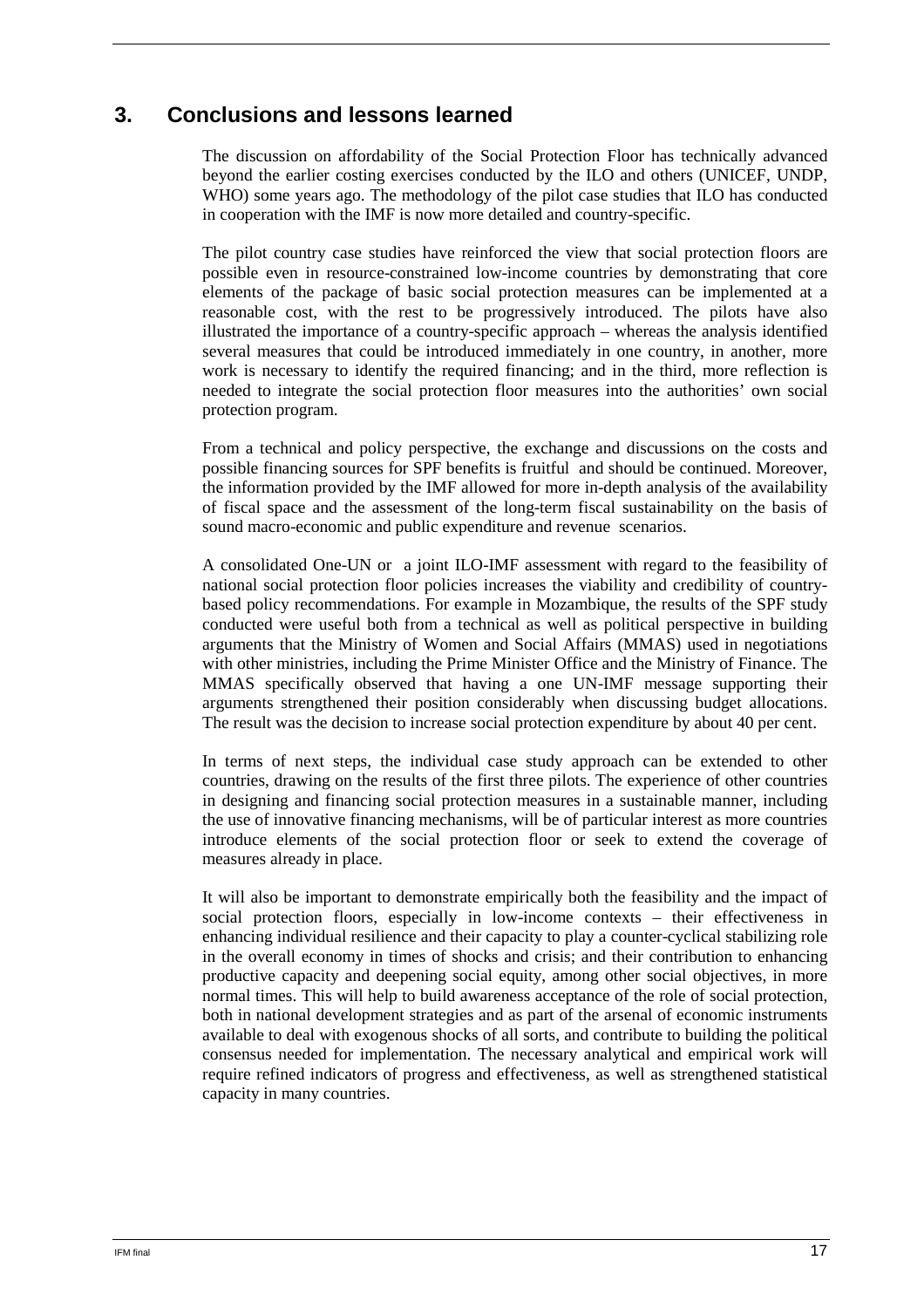## 3. Conclusions and lessons learned

The discussion on affordability of the Social Protection Floor has technically advanced beyond the earlier costing exercises conducted by the ILO and others (UNICEF, UNDP, WHO) some years ago. The methodology of the pilot case studies that ILO has conducted in cooperation with the IMF is now more detailed and country-specific.

The pilot country case studies have reinforced the view that social protection floors are possible even in resource-constrained low-income countries by demonstrating that core elements of the package of basic social protection measures can be implemented at a reasonable cost, with the rest to be progressively introduced. The pilots have also illustrated the importance of a country-specific approach – whereas the analysis identified several measures that could be introduced immediately in one country, in another, more work is necessary to identify the required financing; and in the third, more reflection is needed to integrate the social protection floor measures into the authorities' own social protection program.

From a technical and policy perspective, the exchange and discussions on the costs and possible financing sources for SPF benefits is fruitful and should be continued. Moreover, the information provided by the IMF allowed for more in-depth analysis of the availability of fiscal space and the assessment of the long-term fiscal sustainability on the basis of sound macro-economic and public expenditure and revenue scenarios.

A consolidated One-UN or a joint ILO-IMF assessment with regard to the feasibility of national social protection floor policies increases the viability and credibility of country-based policy recommendations. For example in Mozambique, the results of the SPF study conducted were useful both from a technical as well as political perspective in building arguments that the Ministry of Women and Social Affairs (MMAS) used in negotiations with other ministries, including the Prime Minister Office and the Ministry of Finance. The MMAS specifically observed that having a one UN-IMF message supporting their arguments strengthened their position considerably when discussing budget allocations. The result was the decision to increase social protection expenditure by about 40 per cent.

In terms of next steps, the individual case study approach can be extended to other countries, drawing on the results of the first three pilots. The experience of other countries in designing and financing social protection measures in a sustainable manner, including the use of innovative financing mechanisms, will be of particular interest as more countries introduce elements of the social protection floor or seek to extend the coverage of measures already in place.

It will also be important to demonstrate empirically both the feasibility and the impact of social protection floors, especially in low-income contexts – their effectiveness in enhancing individual resilience and their capacity to play a counter-cyclical stabilizing role in the overall economy in times of shocks and crisis; and their contribution to enhancing productive capacity and deepening social equity, among other social objectives, in more normal times. This will help to build awareness acceptance of the role of social protection, both in national development strategies and as part of the arsenal of economic instruments available to deal with exogenous shocks of all sorts, and contribute to building the political consensus needed for implementation. The necessary analytical and empirical work will require refined indicators of progress and effectiveness, as well as strengthened statistical capacity in many countries.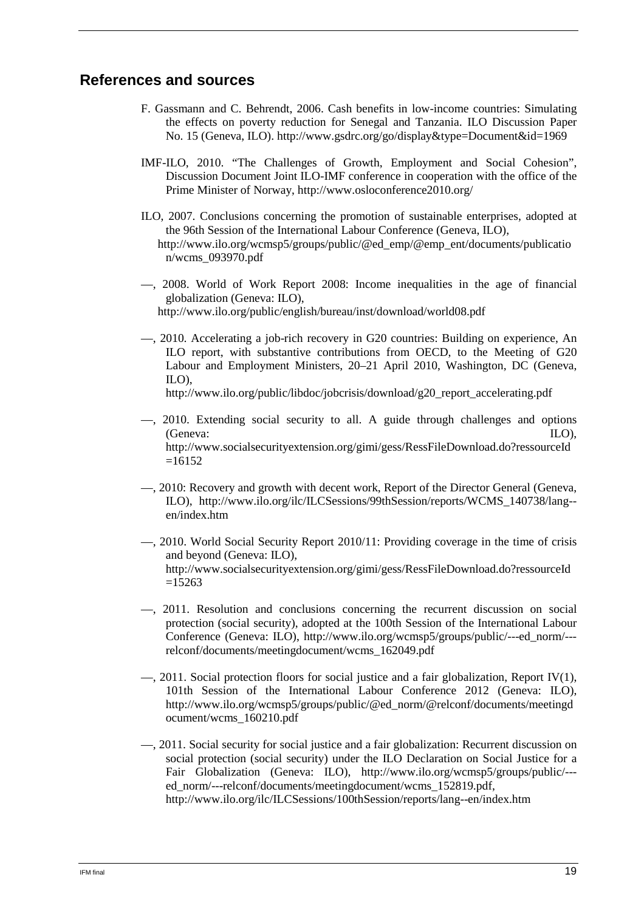## References and sources

F. Gassmann and C. Behrendt, 2006. Cash benefits in low-income countries: Simulating the effects on poverty reduction for Senegal and Tanzania. ILO Discussion Paper No. 15 (Geneva, ILO). http://www.gsdrc.org/go/display&type=Document&id=1969

IMF-ILO, 2010. "The Challenges of Growth, Employment and Social Cohesion", Discussion Document Joint ILO-IMF conference in cooperation with the office of the Prime Minister of Norway, http://www.osloconference2010.org/

ILO, 2007. Conclusions concerning the promotion of sustainable enterprises, adopted at the 96th Session of the International Labour Conference (Geneva, ILO), http://www.ilo.org/wcmsp5/groups/public/@ed_emp/@emp_ent/documents/publication/wcms_093970.pdf

—, 2008. World of Work Report 2008: Income inequalities in the age of financial globalization (Geneva: ILO), http://www.ilo.org/public/english/bureau/inst/download/world08.pdf

—, 2010. Accelerating a job-rich recovery in G20 countries: Building on experience, An ILO report, with substantive contributions from OECD, to the Meeting of G20 Labour and Employment Ministers, 20–21 April 2010, Washington, DC (Geneva, ILO), http://www.ilo.org/public/libdoc/jobcrisis/download/g20_report_accelerating.pdf

—, 2010. Extending social security to all. A guide through challenges and options (Geneva: ILO), http://www.socialsecurityextension.org/gimi/gess/RessFileDownload.do?ressourceId=16152

—, 2010: Recovery and growth with decent work, Report of the Director General (Geneva, ILO), http://www.ilo.org/ilc/ILCSessions/99thSession/reports/WCMS_140738/lang--en/index.htm

—, 2010. World Social Security Report 2010/11: Providing coverage in the time of crisis and beyond (Geneva: ILO), http://www.socialsecurityextension.org/gimi/gess/RessFileDownload.do?ressourceId=15263

—, 2011. Resolution and conclusions concerning the recurrent discussion on social protection (social security), adopted at the 100th Session of the International Labour Conference (Geneva: ILO), http://www.ilo.org/wcmsp5/groups/public/---ed_norm/---relconf/documents/meetingdocument/wcms_162049.pdf

—, 2011. Social protection floors for social justice and a fair globalization, Report IV(1), 101th Session of the International Labour Conference 2012 (Geneva: ILO), http://www.ilo.org/wcmsp5/groups/public/@ed_norm/@relconf/documents/meetingdocument/wcms_160210.pdf

—, 2011. Social security for social justice and a fair globalization: Recurrent discussion on social protection (social security) under the ILO Declaration on Social Justice for a Fair Globalization (Geneva: ILO), http://www.ilo.org/wcmsp5/groups/public/---ed_norm/---relconf/documents/meetingdocument/wcms_152819.pdf, http://www.ilo.org/ilc/ILCSessions/100thSession/reports/lang--en/index.htm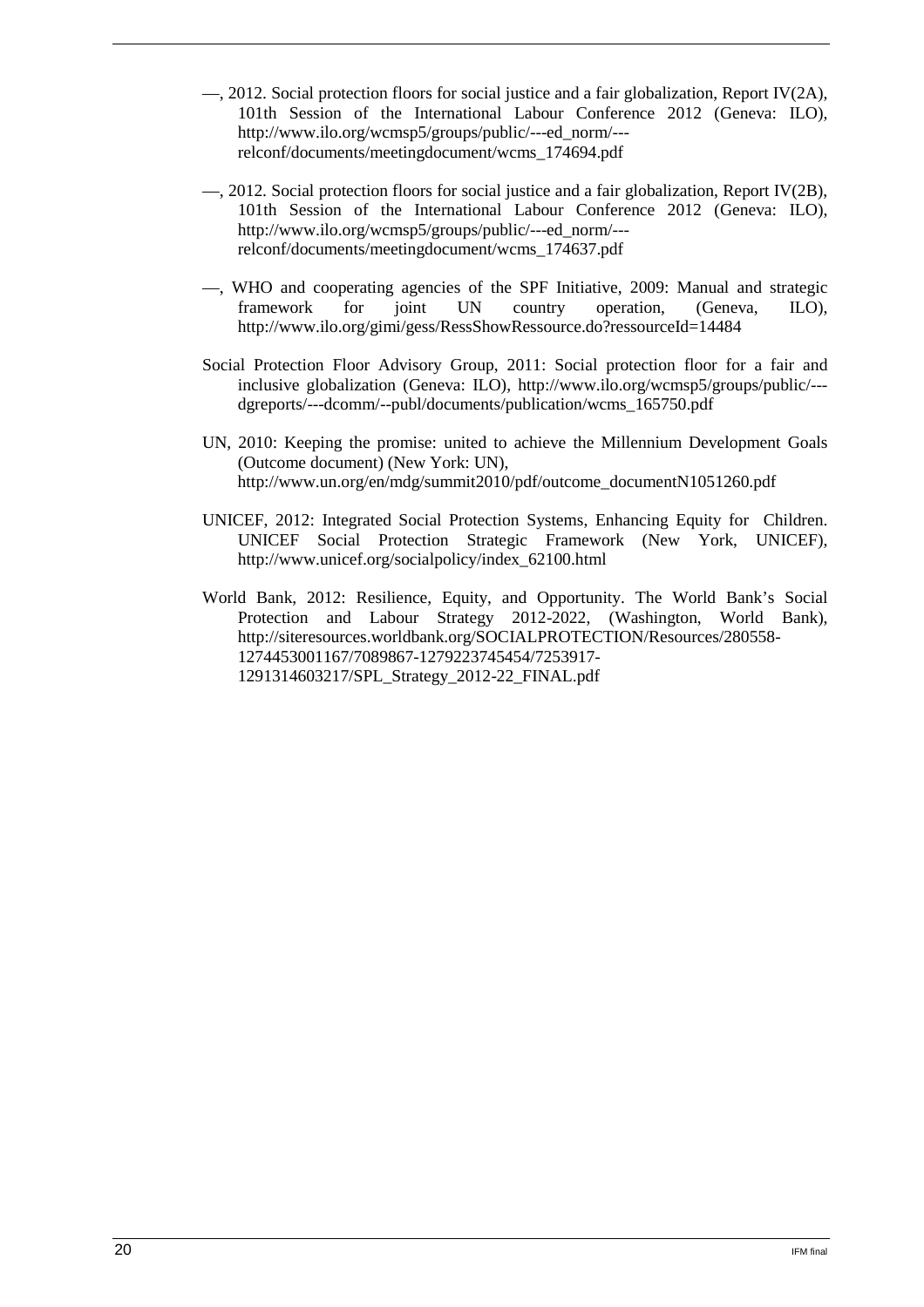—, 2012. Social protection floors for social justice and a fair globalization, Report IV(2A), 101th Session of the International Labour Conference 2012 (Geneva: ILO), http://www.ilo.org/wcmsp5/groups/public/---ed_norm/---relconf/documents/meetingdocument/wcms_174694.pdf

—, 2012. Social protection floors for social justice and a fair globalization, Report IV(2B), 101th Session of the International Labour Conference 2012 (Geneva: ILO), http://www.ilo.org/wcmsp5/groups/public/---ed_norm/---relconf/documents/meetingdocument/wcms_174637.pdf

—, WHO and cooperating agencies of the SPF Initiative, 2009: Manual and strategic framework for joint UN country operation, (Geneva, ILO), http://www.ilo.org/gimi/gess/RessShowRessource.do?ressourceId=14484

Social Protection Floor Advisory Group, 2011: Social protection floor for a fair and inclusive globalization (Geneva: ILO), http://www.ilo.org/wcmsp5/groups/public/---dgreports/---dcomm/--publ/documents/publication/wcms_165750.pdf

UN, 2010: Keeping the promise: united to achieve the Millennium Development Goals (Outcome document) (New York: UN), http://www.un.org/en/mdg/summit2010/pdf/outcome_documentN1051260.pdf

UNICEF, 2012: Integrated Social Protection Systems, Enhancing Equity for Children. UNICEF Social Protection Strategic Framework (New York, UNICEF), http://www.unicef.org/socialpolicy/index_62100.html

World Bank, 2012: Resilience, Equity, and Opportunity. The World Bank's Social Protection and Labour Strategy 2012-2022, (Washington, World Bank), http://siteresources.worldbank.org/SOCIALPROTECTION/Resources/280558-1274453001167/7089867-1279223745454/7253917-1291314603217/SPL_Strategy_2012-22_FINAL.pdf